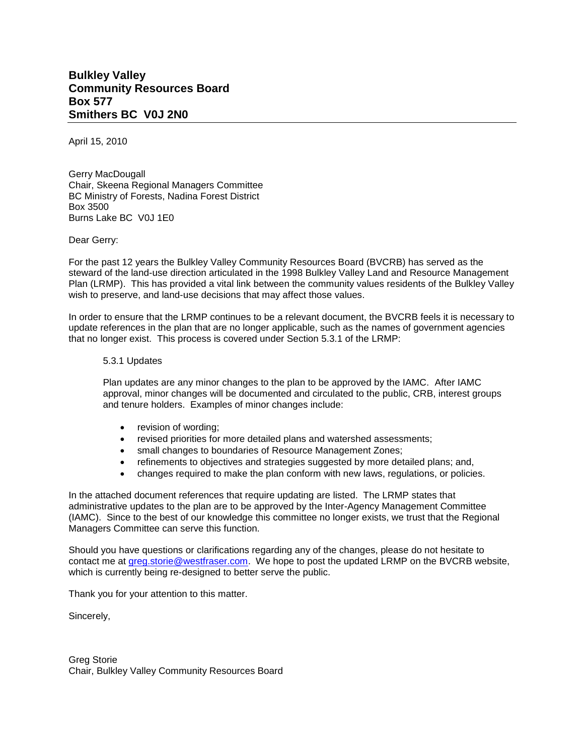**Bulkley Valley**
**Community Resources Board**
**Box 577**
**Smithers BC V0J 2N0**

---

April 15, 2010

Gerry MacDougall
Chair, Skeena Regional Managers Committee
BC Ministry of Forests, Nadina Forest District
Box 3500
Burns Lake BC V0J 1E0

Dear Gerry:

For the past 12 years the Bulkley Valley Community Resources Board (BVCRB) has served as the steward of the land-use direction articulated in the 1998 Bulkley Valley Land and Resource Management Plan (LRMP). This has provided a vital link between the community values residents of the Bulkley Valley wish to preserve, and land-use decisions that may affect those values.

In order to ensure that the LRMP continues to be a relevant document, the BVCRB feels it is necessary to update references in the plan that are no longer applicable, such as the names of government agencies that no longer exist. This process is covered under Section 5.3.1 of the LRMP:

> 5.3.1 Updates
>
> Plan updates are any minor changes to the plan to be approved by the IAMC. After IAMC approval, minor changes will be documented and circulated to the public, CRB, interest groups and tenure holders. Examples of minor changes include:
>
> - revision of wording;
> - revised priorities for more detailed plans and watershed assessments;
> - small changes to boundaries of Resource Management Zones;
> - refinements to objectives and strategies suggested by more detailed plans; and,
> - changes required to make the plan conform with new laws, regulations, or policies.

In the attached document references that require updating are listed. The LRMP states that administrative updates to the plan are to be approved by the Inter-Agency Management Committee (IAMC). Since to the best of our knowledge this committee no longer exists, we trust that the Regional Managers Committee can serve this function.

Should you have questions or clarifications regarding any of the changes, please do not hesitate to contact me at greg.storie@westfraser.com. We hope to post the updated LRMP on the BVCRB website, which is currently being re-designed to better serve the public.

Thank you for your attention to this matter.

Sincerely,

Greg Storie
Chair, Bulkley Valley Community Resources Board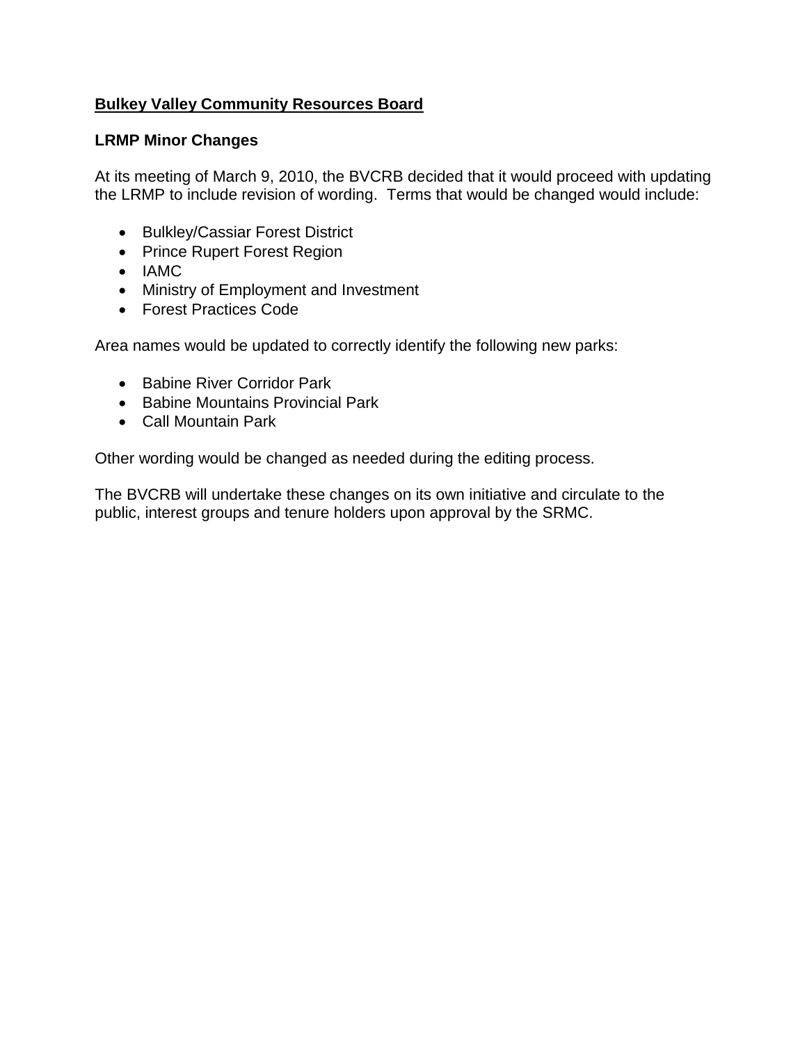**<u>Bulkey Valley Community Resources Board</u>**

**LRMP Minor Changes**

At its meeting of March 9, 2010, the BVCRB decided that it would proceed with updating the LRMP to include revision of wording. Terms that would be changed would include:

- Bulkley/Cassiar Forest District
- Prince Rupert Forest Region
- IAMC
- Ministry of Employment and Investment
- Forest Practices Code

Area names would be updated to correctly identify the following new parks:

- Babine River Corridor Park
- Babine Mountains Provincial Park
- Call Mountain Park

Other wording would be changed as needed during the editing process.

The BVCRB will undertake these changes on its own initiative and circulate to the public, interest groups and tenure holders upon approval by the SRMC.